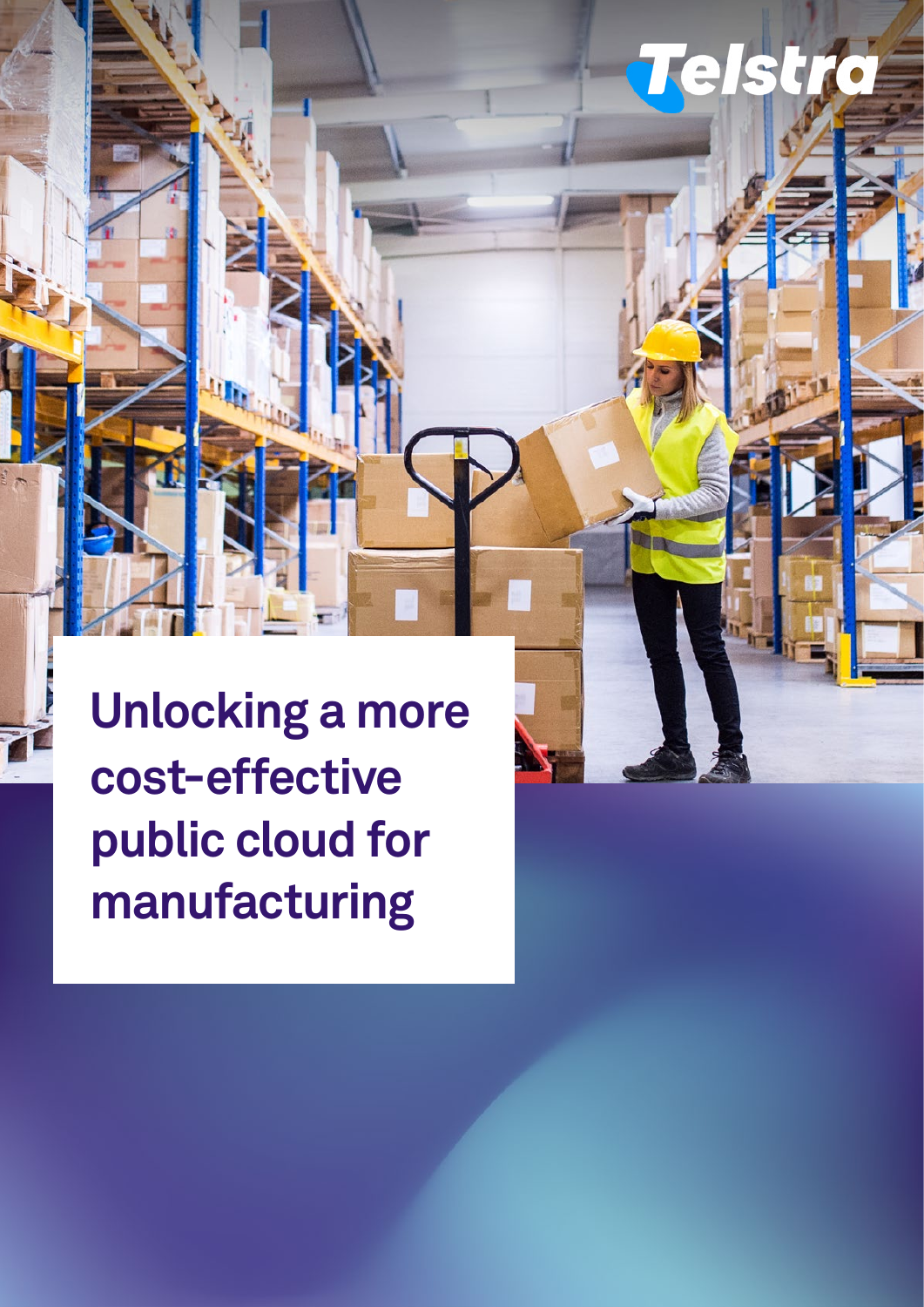# Unlocking a more cost-effective public cloud for manufacturing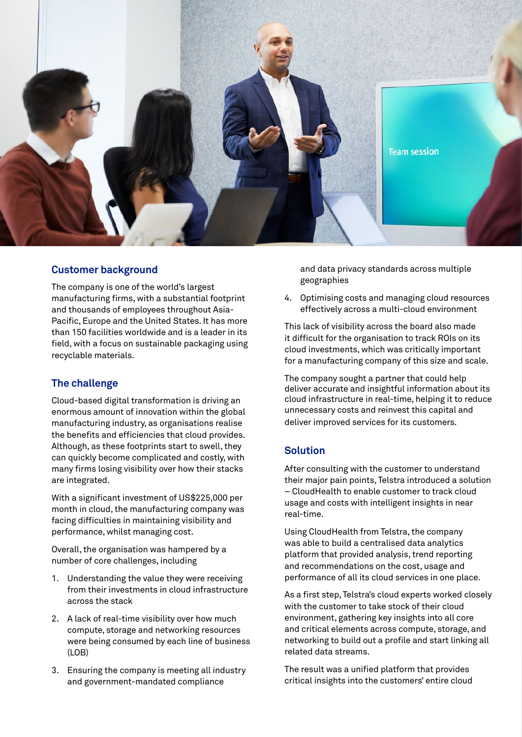## Customer background

The company is one of the world's largest manufacturing firms, with a substantial footprint and thousands of employees throughout Asia-Pacific, Europe and the United States. It has more than 150 facilities worldwide and is a leader in its field, with a focus on sustainable packaging using recyclable materials.

## The challenge

Cloud-based digital transformation is driving an enormous amount of innovation within the global manufacturing industry, as organisations realise the benefits and efficiencies that cloud provides. Although, as these footprints start to swell, they can quickly become complicated and costly, with many firms losing visibility over how their stacks are integrated.

With a significant investment of US$225,000 per month in cloud, the manufacturing company was facing difficulties in maintaining visibility and performance, whilst managing cost.

Overall, the organisation was hampered by a number of core challenges, including

1. Understanding the value they were receiving from their investments in cloud infrastructure across the stack
2. A lack of real-time visibility over how much compute, storage and networking resources were being consumed by each line of business (LOB)
3. Ensuring the company is meeting all industry and government-mandated compliance and data privacy standards across multiple geographies
4. Optimising costs and managing cloud resources effectively across a multi-cloud environment

This lack of visibility across the board also made it difficult for the organisation to track ROIs on its cloud investments, which was critically important for a manufacturing company of this size and scale.

The company sought a partner that could help deliver accurate and insightful information about its cloud infrastructure in real-time, helping it to reduce unnecessary costs and reinvest this capital and deliver improved services for its customers.

## Solution

After consulting with the customer to understand their major pain points, Telstra introduced a solution – CloudHealth to enable customer to track cloud usage and costs with intelligent insights in near real-time.

Using CloudHealth from Telstra, the company was able to build a centralised data analytics platform that provided analysis, trend reporting and recommendations on the cost, usage and performance of all its cloud services in one place.

As a first step, Telstra's cloud experts worked closely with the customer to take stock of their cloud environment, gathering key insights into all core and critical elements across compute, storage, and networking to build out a profile and start linking all related data streams.

The result was a unified platform that provides critical insights into the customers' entire cloud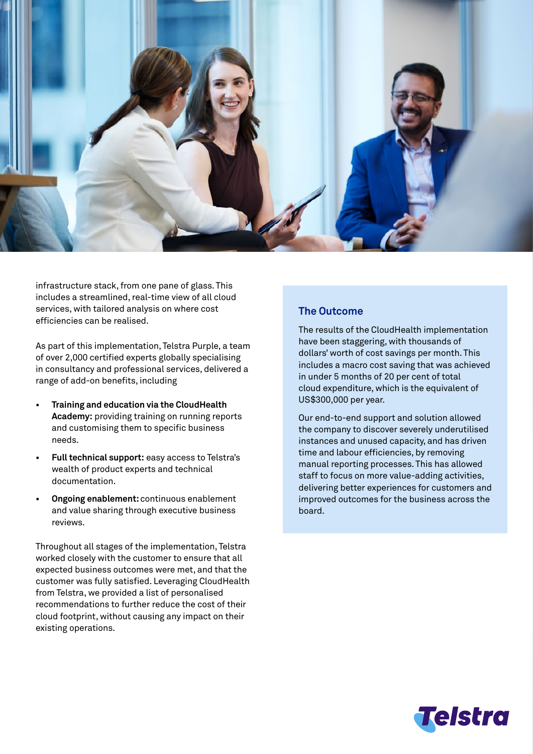infrastructure stack, from one pane of glass. This includes a streamlined, real-time view of all cloud services, with tailored analysis on where cost efficiencies can be realised.

As part of this implementation, Telstra Purple, a team of over 2,000 certified experts globally specialising in consultancy and professional services, delivered a range of add-on benefits, including

- **Training and education via the CloudHealth Academy:** providing training on running reports and customising them to specific business needs.
- **Full technical support:** easy access to Telstra's wealth of product experts and technical documentation.
- **Ongoing enablement:** continuous enablement and value sharing through executive business reviews.

Throughout all stages of the implementation, Telstra worked closely with the customer to ensure that all expected business outcomes were met, and that the customer was fully satisfied. Leveraging CloudHealth from Telstra, we provided a list of personalised recommendations to further reduce the cost of their cloud footprint, without causing any impact on their existing operations.

## The Outcome

The results of the CloudHealth implementation have been staggering, with thousands of dollars' worth of cost savings per month. This includes a macro cost saving that was achieved in under 5 months of 20 per cent of total cloud expenditure, which is the equivalent of US$300,000 per year.

Our end-to-end support and solution allowed the company to discover severely underutilised instances and unused capacity, and has driven time and labour efficiencies, by removing manual reporting processes. This has allowed staff to focus on more value-adding activities, delivering better experiences for customers and improved outcomes for the business across the board.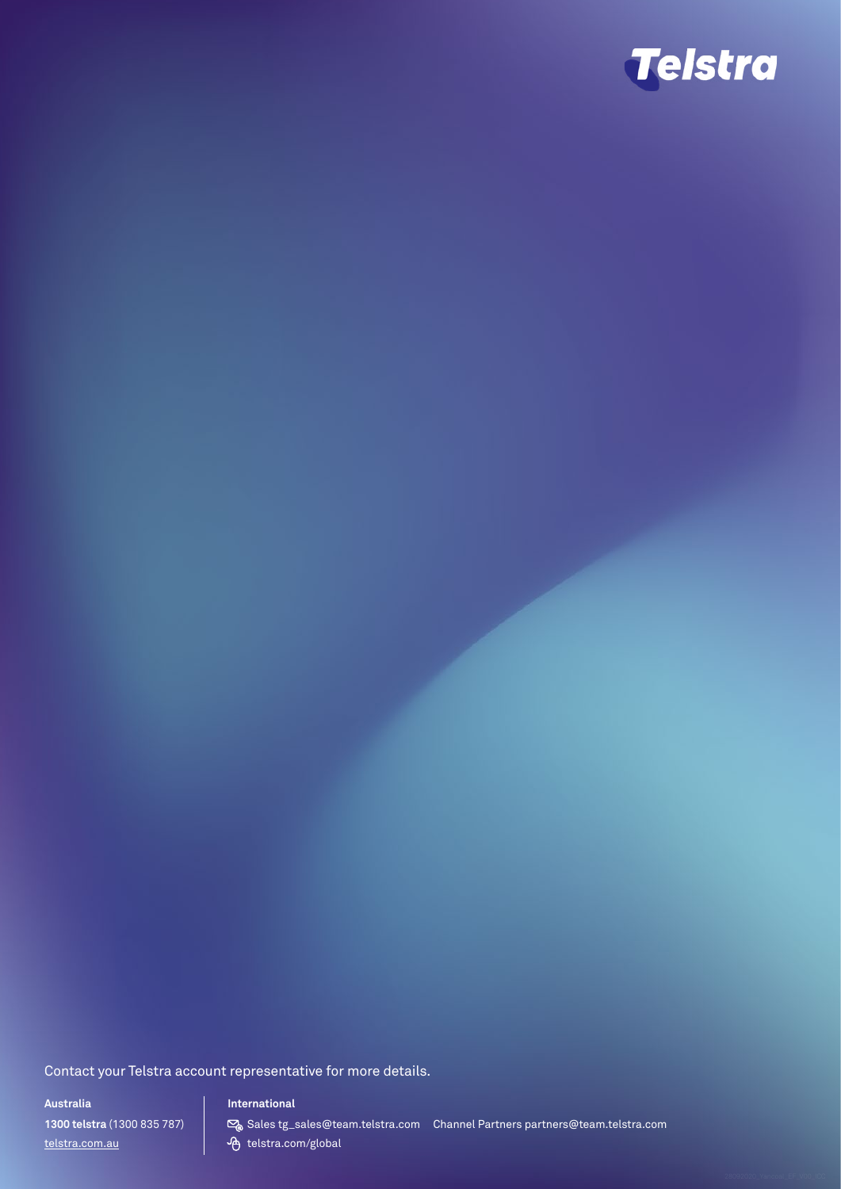Telstra

Contact your Telstra account representative for more details.

**Australia**

**1300 telstra** (1300 835 787)

telstra.com.au

**International**

Sales tg_sales@team.telstra.com    Channel Partners partners@team.telstra.com

telstra.com/global